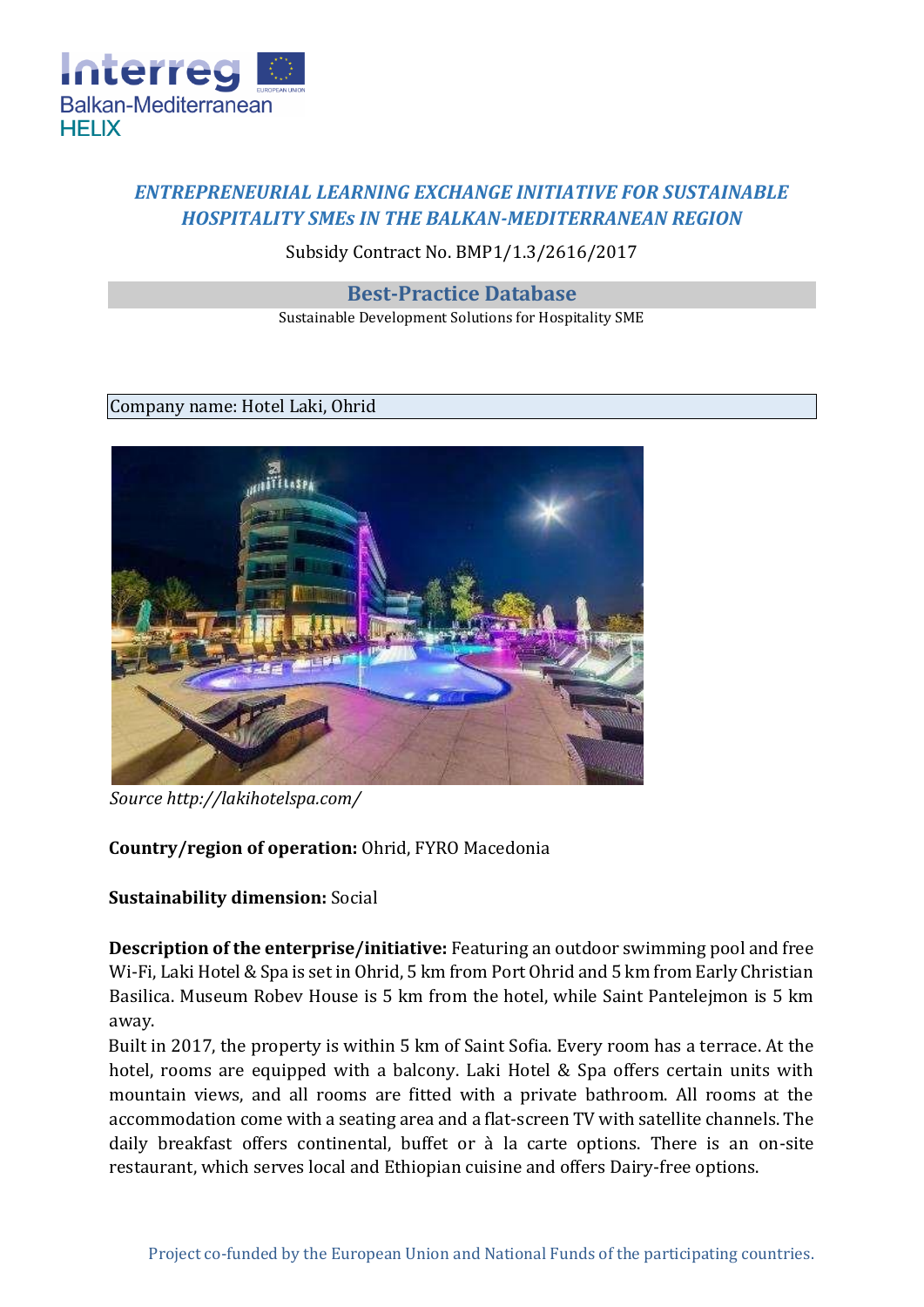***ENTREPRENEURIAL LEARNING EXCHANGE INITIATIVE FOR SUSTAINABLE HOSPITALITY SMEs IN THE BALKAN-MEDITERRANEAN REGION***

Subsidy Contract No. BMP1/1.3/2616/2017

## Best-Practice Database

Sustainable Development Solutions for Hospitality SME

Company name: Hotel Laki, Ohrid

*Source http://lakihotelspa.com/*

**Country/region of operation:** Ohrid, FYRO Macedonia

**Sustainability dimension:** Social

**Description of the enterprise/initiative:** Featuring an outdoor swimming pool and free Wi-Fi, Laki Hotel & Spa is set in Ohrid, 5 km from Port Ohrid and 5 km from Early Christian Basilica. Museum Robev House is 5 km from the hotel, while Saint Pantelejmon is 5 km away.

Built in 2017, the property is within 5 km of Saint Sofia. Every room has a terrace. At the hotel, rooms are equipped with a balcony. Laki Hotel & Spa offers certain units with mountain views, and all rooms are fitted with a private bathroom. All rooms at the accommodation come with a seating area and a flat-screen TV with satellite channels. The daily breakfast offers continental, buffet or à la carte options. There is an on-site restaurant, which serves local and Ethiopian cuisine and offers Dairy-free options.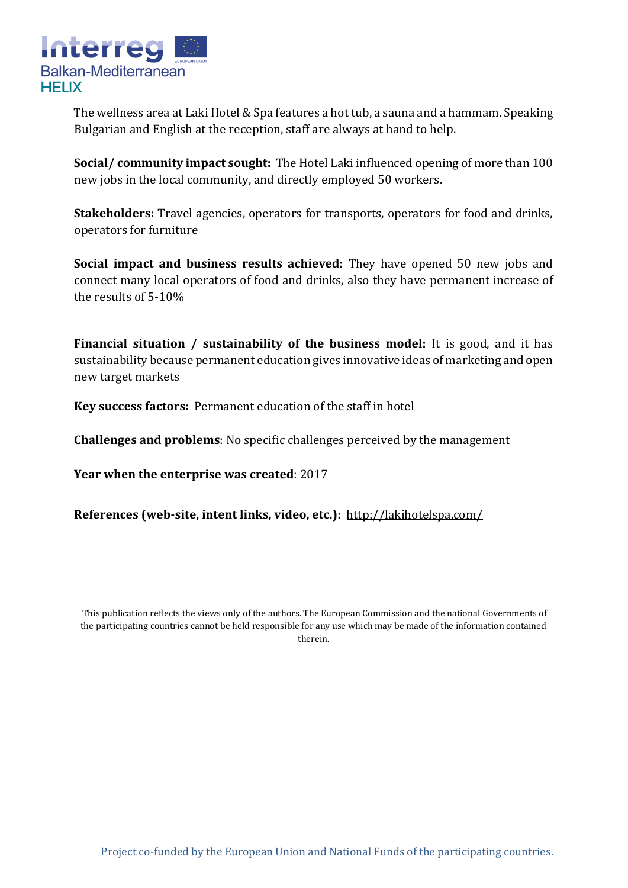The wellness area at Laki Hotel & Spa features a hot tub, a sauna and a hammam. Speaking Bulgarian and English at the reception, staff are always at hand to help.

**Social/ community impact sought:** The Hotel Laki influenced opening of more than 100 new jobs in the local community, and directly employed 50 workers.

**Stakeholders:** Travel agencies, operators for transports, operators for food and drinks, operators for furniture

**Social impact and business results achieved:** They have opened 50 new jobs and connect many local operators of food and drinks, also they have permanent increase of the results of 5-10%

**Financial situation / sustainability of the business model:** It is good, and it has sustainability because permanent education gives innovative ideas of marketing and open new target markets

**Key success factors:** Permanent education of the staff in hotel

**Challenges and problems**: No specific challenges perceived by the management

**Year when the enterprise was created**: 2017

**References (web-site, intent links, video, etc.):** http://lakihotelspa.com/

This publication reflects the views only of the authors. The European Commission and the national Governments of the participating countries cannot be held responsible for any use which may be made of the information contained therein.